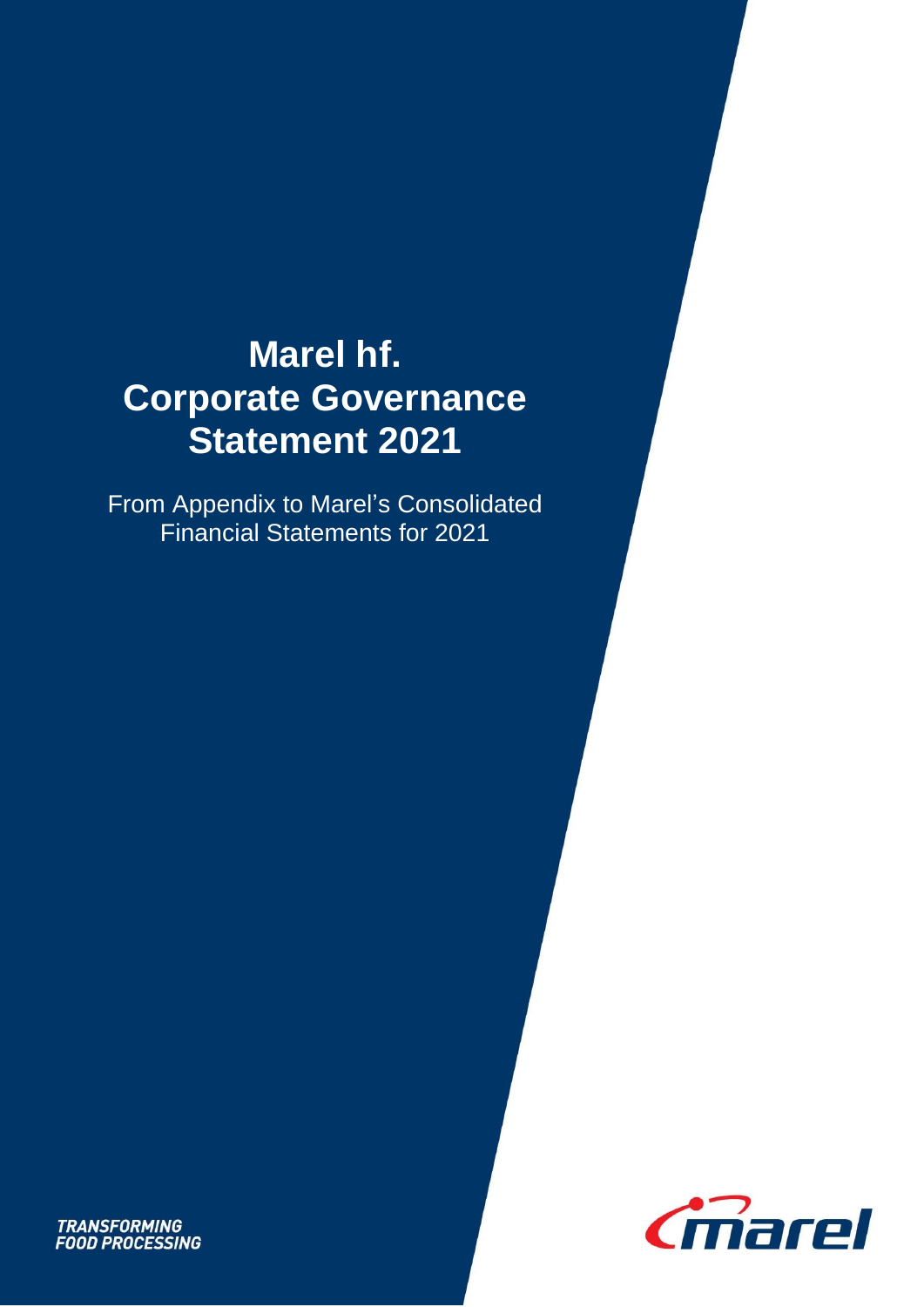# Marel hf.
# Corporate Governance Statement 2021

From Appendix to Marel's Consolidated Financial Statements for 2021

TRANSFORMING
FOOD PROCESSING

marel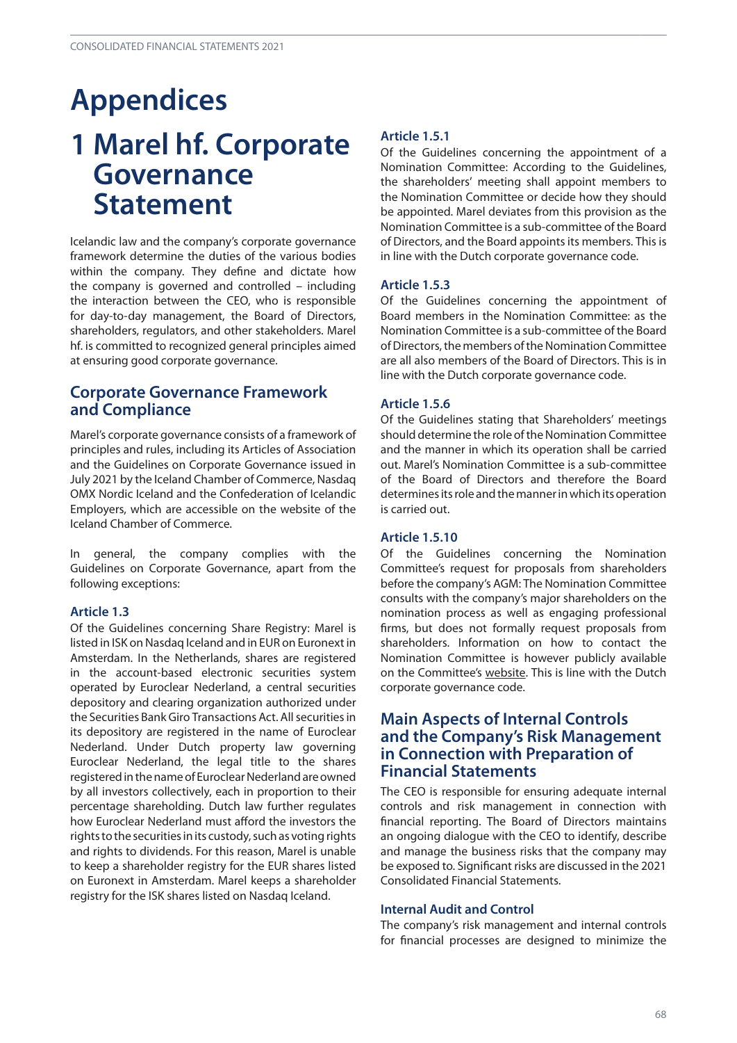# Appendices

# 1 Marel hf. Corporate Governance Statement

Icelandic law and the company's corporate governance framework determine the duties of the various bodies within the company. They define and dictate how the company is governed and controlled – including the interaction between the CEO, who is responsible for day-to-day management, the Board of Directors, shareholders, regulators, and other stakeholders. Marel hf. is committed to recognized general principles aimed at ensuring good corporate governance.

## Corporate Governance Framework and Compliance

Marel's corporate governance consists of a framework of principles and rules, including its Articles of Association and the Guidelines on Corporate Governance issued in July 2021 by the Iceland Chamber of Commerce, Nasdaq OMX Nordic Iceland and the Confederation of Icelandic Employers, which are accessible on the website of the Iceland Chamber of Commerce.

In general, the company complies with the Guidelines on Corporate Governance, apart from the following exceptions:

### Article 1.3

Of the Guidelines concerning Share Registry: Marel is listed in ISK on Nasdaq Iceland and in EUR on Euronext in Amsterdam. In the Netherlands, shares are registered in the account-based electronic securities system operated by Euroclear Nederland, a central securities depository and clearing organization authorized under the Securities Bank Giro Transactions Act. All securities in its depository are registered in the name of Euroclear Nederland. Under Dutch property law governing Euroclear Nederland, the legal title to the shares registered in the name of Euroclear Nederland are owned by all investors collectively, each in proportion to their percentage shareholding. Dutch law further regulates how Euroclear Nederland must afford the investors the rights to the securities in its custody, such as voting rights and rights to dividends. For this reason, Marel is unable to keep a shareholder registry for the EUR shares listed on Euronext in Amsterdam. Marel keeps a shareholder registry for the ISK shares listed on Nasdaq Iceland.

### Article 1.5.1

Of the Guidelines concerning the appointment of a Nomination Committee: According to the Guidelines, the shareholders' meeting shall appoint members to the Nomination Committee or decide how they should be appointed. Marel deviates from this provision as the Nomination Committee is a sub-committee of the Board of Directors, and the Board appoints its members. This is in line with the Dutch corporate governance code.

### Article 1.5.3

Of the Guidelines concerning the appointment of Board members in the Nomination Committee: as the Nomination Committee is a sub-committee of the Board of Directors, the members of the Nomination Committee are all also members of the Board of Directors. This is in line with the Dutch corporate governance code.

### Article 1.5.6

Of the Guidelines stating that Shareholders' meetings should determine the role of the Nomination Committee and the manner in which its operation shall be carried out. Marel's Nomination Committee is a sub-committee of the Board of Directors and therefore the Board determines its role and the manner in which its operation is carried out.

### Article 1.5.10

Of the Guidelines concerning the Nomination Committee's request for proposals from shareholders before the company's AGM: The Nomination Committee consults with the company's major shareholders on the nomination process as well as engaging professional firms, but does not formally request proposals from shareholders. Information on how to contact the Nomination Committee is however publicly available on the Committee's website. This is line with the Dutch corporate governance code.

## Main Aspects of Internal Controls and the Company's Risk Management in Connection with Preparation of Financial Statements

The CEO is responsible for ensuring adequate internal controls and risk management in connection with financial reporting. The Board of Directors maintains an ongoing dialogue with the CEO to identify, describe and manage the business risks that the company may be exposed to. Significant risks are discussed in the 2021 Consolidated Financial Statements.

### Internal Audit and Control

The company's risk management and internal controls for financial processes are designed to minimize the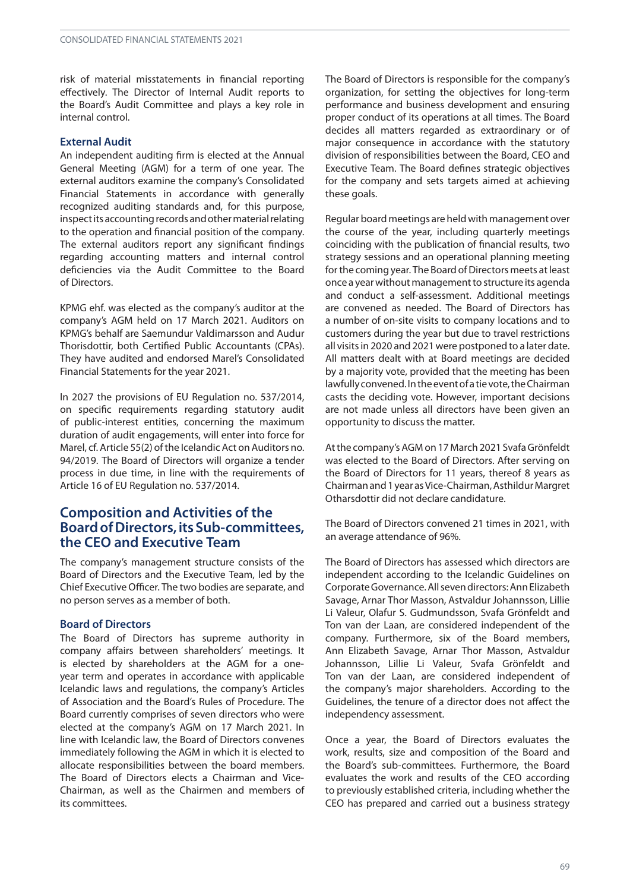risk of material misstatements in financial reporting effectively. The Director of Internal Audit reports to the Board's Audit Committee and plays a key role in internal control.

### External Audit

An independent auditing firm is elected at the Annual General Meeting (AGM) for a term of one year. The external auditors examine the company's Consolidated Financial Statements in accordance with generally recognized auditing standards and, for this purpose, inspect its accounting records and other material relating to the operation and financial position of the company. The external auditors report any significant findings regarding accounting matters and internal control deficiencies via the Audit Committee to the Board of Directors.

KPMG ehf. was elected as the company's auditor at the company's AGM held on 17 March 2021. Auditors on KPMG's behalf are Saemundur Valdimarsson and Audur Thorisdottir, both Certified Public Accountants (CPAs). They have audited and endorsed Marel's Consolidated Financial Statements for the year 2021.

In 2027 the provisions of EU Regulation no. 537/2014, on specific requirements regarding statutory audit of public-interest entities, concerning the maximum duration of audit engagements, will enter into force for Marel, cf. Article 55(2) of the Icelandic Act on Auditors no. 94/2019. The Board of Directors will organize a tender process in due time, in line with the requirements of Article 16 of EU Regulation no. 537/2014.

## Composition and Activities of the Board of Directors, its Sub-committees, the CEO and Executive Team

The company's management structure consists of the Board of Directors and the Executive Team, led by the Chief Executive Officer. The two bodies are separate, and no person serves as a member of both.

### Board of Directors

The Board of Directors has supreme authority in company affairs between shareholders' meetings. It is elected by shareholders at the AGM for a one-year term and operates in accordance with applicable Icelandic laws and regulations, the company's Articles of Association and the Board's Rules of Procedure. The Board currently comprises of seven directors who were elected at the company's AGM on 17 March 2021. In line with Icelandic law, the Board of Directors convenes immediately following the AGM in which it is elected to allocate responsibilities between the board members. The Board of Directors elects a Chairman and Vice-Chairman, as well as the Chairmen and members of its committees.

The Board of Directors is responsible for the company's organization, for setting the objectives for long-term performance and business development and ensuring proper conduct of its operations at all times. The Board decides all matters regarded as extraordinary or of major consequence in accordance with the statutory division of responsibilities between the Board, CEO and Executive Team. The Board defines strategic objectives for the company and sets targets aimed at achieving these goals.

Regular board meetings are held with management over the course of the year, including quarterly meetings coinciding with the publication of financial results, two strategy sessions and an operational planning meeting for the coming year. The Board of Directors meets at least once a year without management to structure its agenda and conduct a self-assessment. Additional meetings are convened as needed. The Board of Directors has a number of on-site visits to company locations and to customers during the year but due to travel restrictions all visits in 2020 and 2021 were postponed to a later date. All matters dealt with at Board meetings are decided by a majority vote, provided that the meeting has been lawfully convened. In the event of a tie vote, the Chairman casts the deciding vote. However, important decisions are not made unless all directors have been given an opportunity to discuss the matter.

At the company's AGM on 17 March 2021 Svafa Grönfeldt was elected to the Board of Directors. After serving on the Board of Directors for 11 years, thereof 8 years as Chairman and 1 year as Vice-Chairman, Asthildur Margret Otharsdottir did not declare candidature.

The Board of Directors convened 21 times in 2021, with an average attendance of 96%.

The Board of Directors has assessed which directors are independent according to the Icelandic Guidelines on Corporate Governance. All seven directors: Ann Elizabeth Savage, Arnar Thor Masson, Astvaldur Johannsson, Lillie Li Valeur, Olafur S. Gudmundsson, Svafa Grönfeldt and Ton van der Laan, are considered independent of the company. Furthermore, six of the Board members, Ann Elizabeth Savage, Arnar Thor Masson, Astvaldur Johannsson, Lillie Li Valeur, Svafa Grönfeldt and Ton van der Laan, are considered independent of the company's major shareholders. According to the Guidelines, the tenure of a director does not affect the independency assessment.

Once a year, the Board of Directors evaluates the work, results, size and composition of the Board and the Board's sub-committees. Furthermore, the Board evaluates the work and results of the CEO according to previously established criteria, including whether the CEO has prepared and carried out a business strategy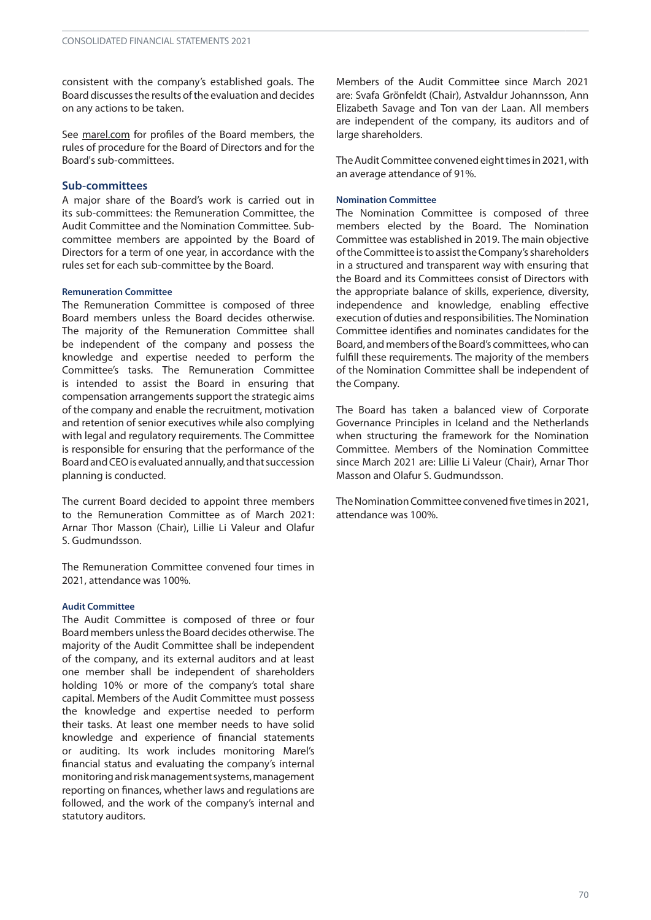consistent with the company's established goals. The Board discusses the results of the evaluation and decides on any actions to be taken.

See marel.com for profiles of the Board members, the rules of procedure for the Board of Directors and for the Board's sub-committees.

## Sub-committees

A major share of the Board's work is carried out in its sub-committees: the Remuneration Committee, the Audit Committee and the Nomination Committee. Sub-committee members are appointed by the Board of Directors for a term of one year, in accordance with the rules set for each sub-committee by the Board.

### Remuneration Committee

The Remuneration Committee is composed of three Board members unless the Board decides otherwise. The majority of the Remuneration Committee shall be independent of the company and possess the knowledge and expertise needed to perform the Committee's tasks. The Remuneration Committee is intended to assist the Board in ensuring that compensation arrangements support the strategic aims of the company and enable the recruitment, motivation and retention of senior executives while also complying with legal and regulatory requirements. The Committee is responsible for ensuring that the performance of the Board and CEO is evaluated annually, and that succession planning is conducted.

The current Board decided to appoint three members to the Remuneration Committee as of March 2021: Arnar Thor Masson (Chair), Lillie Li Valeur and Olafur S. Gudmundsson.

The Remuneration Committee convened four times in 2021, attendance was 100%.

### Audit Committee

The Audit Committee is composed of three or four Board members unless the Board decides otherwise. The majority of the Audit Committee shall be independent of the company, and its external auditors and at least one member shall be independent of shareholders holding 10% or more of the company's total share capital. Members of the Audit Committee must possess the knowledge and expertise needed to perform their tasks. At least one member needs to have solid knowledge and experience of financial statements or auditing. Its work includes monitoring Marel's financial status and evaluating the company's internal monitoring and risk management systems, management reporting on finances, whether laws and regulations are followed, and the work of the company's internal and statutory auditors.

Members of the Audit Committee since March 2021 are: Svafa Grönfeldt (Chair), Astvaldur Johannsson, Ann Elizabeth Savage and Ton van der Laan. All members are independent of the company, its auditors and of large shareholders.

The Audit Committee convened eight times in 2021, with an average attendance of 91%.

### Nomination Committee

The Nomination Committee is composed of three members elected by the Board. The Nomination Committee was established in 2019. The main objective of the Committee is to assist the Company's shareholders in a structured and transparent way with ensuring that the Board and its Committees consist of Directors with the appropriate balance of skills, experience, diversity, independence and knowledge, enabling effective execution of duties and responsibilities. The Nomination Committee identifies and nominates candidates for the Board, and members of the Board's committees, who can fulfill these requirements. The majority of the members of the Nomination Committee shall be independent of the Company.

The Board has taken a balanced view of Corporate Governance Principles in Iceland and the Netherlands when structuring the framework for the Nomination Committee. Members of the Nomination Committee since March 2021 are: Lillie Li Valeur (Chair), Arnar Thor Masson and Olafur S. Gudmundsson.

The Nomination Committee convened five times in 2021, attendance was 100%.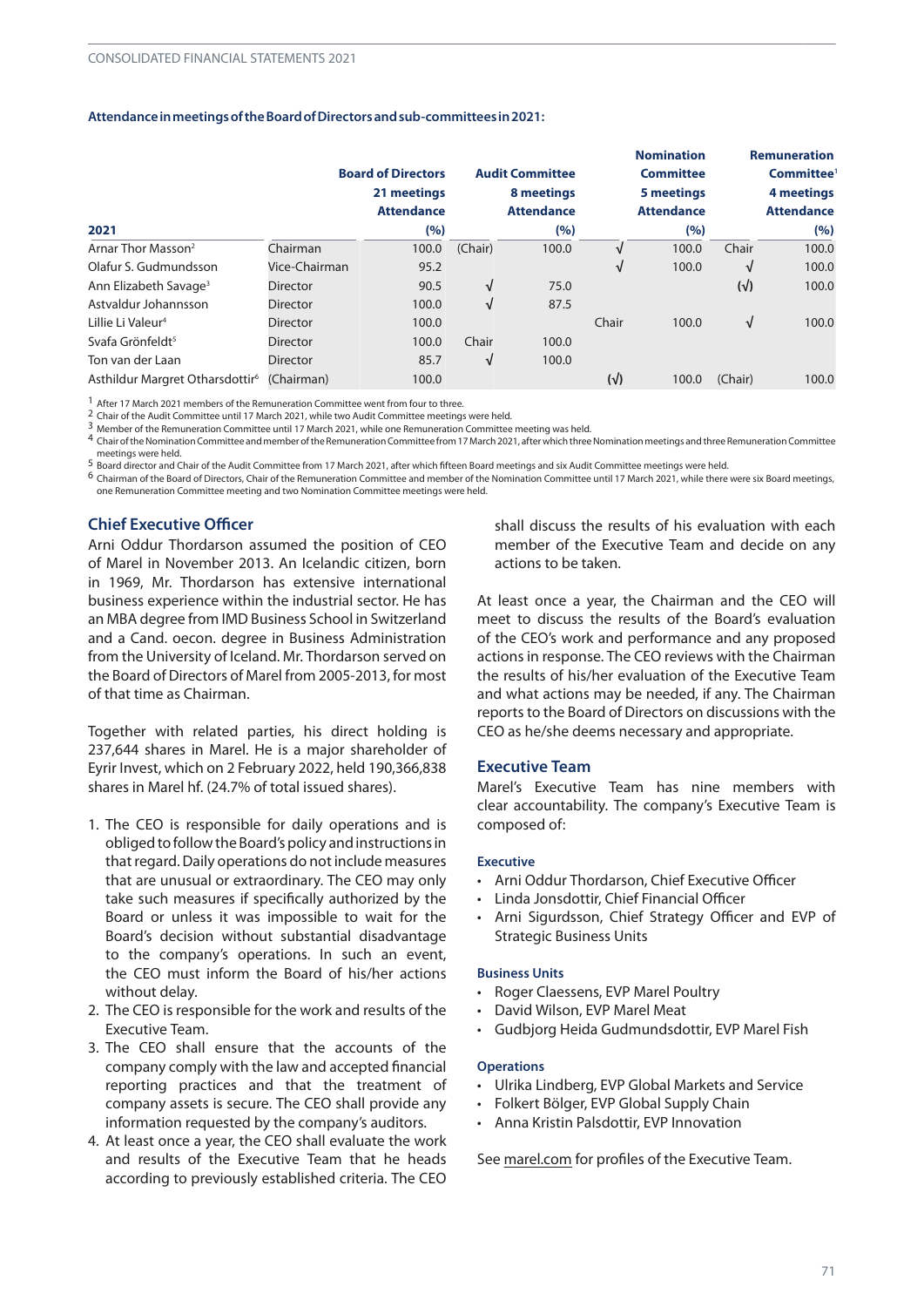**Attendance in meetings of the Board of Directors and sub-committees in 2021:**

| 2021 | | Board of Directors 21 meetings Attendance (%) | | Audit Committee 8 meetings Attendance (%) | | Nomination Committee 5 meetings Attendance (%) | | Remuneration Committee[1] 4 meetings Attendance (%) |
|---|---|---|---|---|---|---|---|---|
| Arnar Thor Masson[2] | Chairman | 100.0 | (Chair) | 100.0 | √ | 100.0 | Chair | 100.0 |
| Olafur S. Gudmundsson | Vice-Chairman | 95.2 | | | √ | 100.0 | √ | 100.0 |
| Ann Elizabeth Savage[3] | Director | 90.5 | √ | 75.0 | | | (√) | 100.0 |
| Astvaldur Johannsson | Director | 100.0 | √ | 87.5 | | | | |
| Lillie Li Valeur[4] | Director | 100.0 | | | Chair | 100.0 | √ | 100.0 |
| Svafa Grönfeldt[5] | Director | 100.0 | Chair | 100.0 | | | | |
| Ton van der Laan | Director | 85.7 | √ | 100.0 | | | | |
| Asthildur Margret Otharsdottir[6] | (Chairman) | 100.0 | | | (√) | 100.0 | (Chair) | 100.0 |

1 After 17 March 2021 members of the Remuneration Committee went from four to three.
2 Chair of the Audit Committee until 17 March 2021, while two Audit Committee meetings were held.
3 Member of the Remuneration Committee until 17 March 2021, while one Remuneration Committee meeting was held.
4 Chair of the Nomination Committee and member of the Remuneration Committee from 17 March 2021, after which three Nomination meetings and three Remuneration Committee meetings were held.
5 Board director and Chair of the Audit Committee from 17 March 2021, after which fifteen Board meetings and six Audit Committee meetings were held.
6 Chairman of the Board of Directors, Chair of the Remuneration Committee and member of the Nomination Committee until 17 March 2021, while there were six Board meetings, one Remuneration Committee meeting and two Nomination Committee meetings were held.

## Chief Executive Officer

Arni Oddur Thordarson assumed the position of CEO of Marel in November 2013. An Icelandic citizen, born in 1969, Mr. Thordarson has extensive international business experience within the industrial sector. He has an MBA degree from IMD Business School in Switzerland and a Cand. oecon. degree in Business Administration from the University of Iceland. Mr. Thordarson served on the Board of Directors of Marel from 2005-2013, for most of that time as Chairman.

Together with related parties, his direct holding is 237,644 shares in Marel. He is a major shareholder of Eyrir Invest, which on 2 February 2022, held 190,366,838 shares in Marel hf. (24.7% of total issued shares).

1. The CEO is responsible for daily operations and is obliged to follow the Board's policy and instructions in that regard. Daily operations do not include measures that are unusual or extraordinary. The CEO may only take such measures if specifically authorized by the Board or unless it was impossible to wait for the Board's decision without substantial disadvantage to the company's operations. In such an event, the CEO must inform the Board of his/her actions without delay.
2. The CEO is responsible for the work and results of the Executive Team.
3. The CEO shall ensure that the accounts of the company comply with the law and accepted financial reporting practices and that the treatment of company assets is secure. The CEO shall provide any information requested by the company's auditors.
4. At least once a year, the CEO shall evaluate the work and results of the Executive Team that he heads according to previously established criteria. The CEO shall discuss the results of his evaluation with each member of the Executive Team and decide on any actions to be taken.

At least once a year, the Chairman and the CEO will meet to discuss the results of the Board's evaluation of the CEO's work and performance and any proposed actions in response. The CEO reviews with the Chairman the results of his/her evaluation of the Executive Team and what actions may be needed, if any. The Chairman reports to the Board of Directors on discussions with the CEO as he/she deems necessary and appropriate.

## Executive Team

Marel's Executive Team has nine members with clear accountability. The company's Executive Team is composed of:

#### Executive

- Arni Oddur Thordarson, Chief Executive Officer
- Linda Jonsdottir, Chief Financial Officer
- Arni Sigurdsson, Chief Strategy Officer and EVP of Strategic Business Units

#### Business Units

- Roger Claessens, EVP Marel Poultry
- David Wilson, EVP Marel Meat
- Gudbjorg Heida Gudmundsdottir, EVP Marel Fish

#### Operations

- Ulrika Lindberg, EVP Global Markets and Service
- Folkert Bölger, EVP Global Supply Chain
- Anna Kristin Palsdottir, EVP Innovation

See marel.com for profiles of the Executive Team.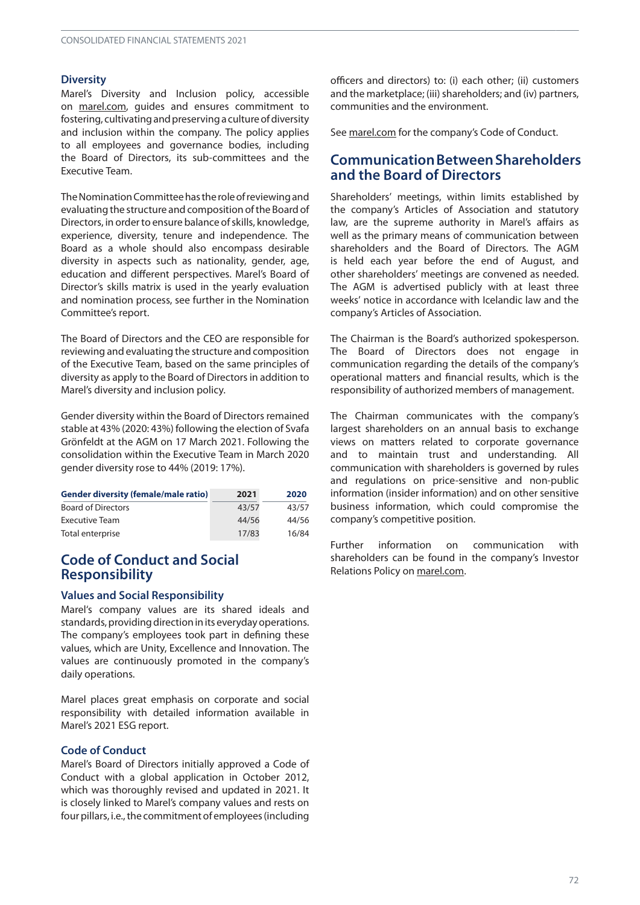### Diversity

Marel's Diversity and Inclusion policy, accessible on marel.com, guides and ensures commitment to fostering, cultivating and preserving a culture of diversity and inclusion within the company. The policy applies to all employees and governance bodies, including the Board of Directors, its sub-committees and the Executive Team.

The Nomination Committee has the role of reviewing and evaluating the structure and composition of the Board of Directors, in order to ensure balance of skills, knowledge, experience, diversity, tenure and independence. The Board as a whole should also encompass desirable diversity in aspects such as nationality, gender, age, education and different perspectives. Marel's Board of Director's skills matrix is used in the yearly evaluation and nomination process, see further in the Nomination Committee's report.

The Board of Directors and the CEO are responsible for reviewing and evaluating the structure and composition of the Executive Team, based on the same principles of diversity as apply to the Board of Directors in addition to Marel's diversity and inclusion policy.

Gender diversity within the Board of Directors remained stable at 43% (2020: 43%) following the election of Svafa Grönfeldt at the AGM on 17 March 2021. Following the consolidation within the Executive Team in March 2020 gender diversity rose to 44% (2019: 17%).

| Gender diversity (female/male ratio) | 2021 | 2020 |
|---|---|---|
| Board of Directors | 43/57 | 43/57 |
| Executive Team | 44/56 | 44/56 |
| Total enterprise | 17/83 | 16/84 |

## Code of Conduct and Social Responsibility

### Values and Social Responsibility

Marel's company values are its shared ideals and standards, providing direction in its everyday operations. The company's employees took part in defining these values, which are Unity, Excellence and Innovation. The values are continuously promoted in the company's daily operations.

Marel places great emphasis on corporate and social responsibility with detailed information available in Marel's 2021 ESG report.

### Code of Conduct

Marel's Board of Directors initially approved a Code of Conduct with a global application in October 2012, which was thoroughly revised and updated in 2021. It is closely linked to Marel's company values and rests on four pillars, i.e., the commitment of employees (including officers and directors) to: (i) each other; (ii) customers and the marketplace; (iii) shareholders; and (iv) partners, communities and the environment.

See marel.com for the company's Code of Conduct.

## Communication Between Shareholders and the Board of Directors

Shareholders' meetings, within limits established by the company's Articles of Association and statutory law, are the supreme authority in Marel's affairs as well as the primary means of communication between shareholders and the Board of Directors. The AGM is held each year before the end of August, and other shareholders' meetings are convened as needed. The AGM is advertised publicly with at least three weeks' notice in accordance with Icelandic law and the company's Articles of Association.

The Chairman is the Board's authorized spokesperson. The Board of Directors does not engage in communication regarding the details of the company's operational matters and financial results, which is the responsibility of authorized members of management.

The Chairman communicates with the company's largest shareholders on an annual basis to exchange views on matters related to corporate governance and to maintain trust and understanding. All communication with shareholders is governed by rules and regulations on price-sensitive and non-public information (insider information) and on other sensitive business information, which could compromise the company's competitive position.

Further information on communication with shareholders can be found in the company's Investor Relations Policy on marel.com.